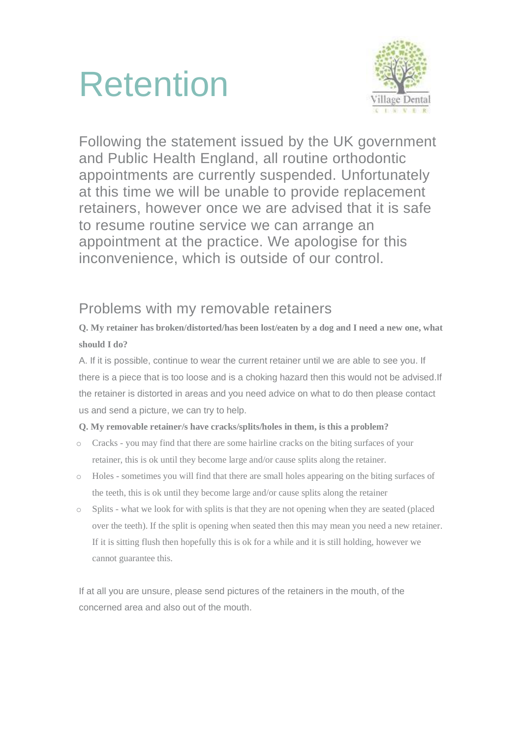# Retention

Following the statement issued by the UK government and Public Health England, all routine orthodontic appointments are currently suspended. Unfortunately at this time we will be unable to provide replacement retainers, however once we are advised that it is safe to resume routine service we can arrange an appointment at the practice. We apologise for this inconvenience, which is outside of our control.

## Problems with my removable retainers

**Q. My retainer has broken/distorted/has been lost/eaten by a dog and I need a new one, what should I do?**

A. If it is possible, continue to wear the current retainer until we are able to see you. If there is a piece that is too loose and is a choking hazard then this would not be advised.If the retainer is distorted in areas and you need advice on what to do then please contact us and send a picture, we can try to help.

**Q. My removable retainer/s have cracks/splits/holes in them, is this a problem?**

- Cracks - you may find that there are some hairline cracks on the biting surfaces of your retainer, this is ok until they become large and/or cause splits along the retainer.
- Holes - sometimes you will find that there are small holes appearing on the biting surfaces of the teeth, this is ok until they become large and/or cause splits along the retainer
- Splits - what we look for with splits is that they are not opening when they are seated (placed over the teeth). If the split is opening when seated then this may mean you need a new retainer. If it is sitting flush then hopefully this is ok for a while and it is still holding, however we cannot guarantee this.

If at all you are unsure, please send pictures of the retainers in the mouth, of the concerned area and also out of the mouth.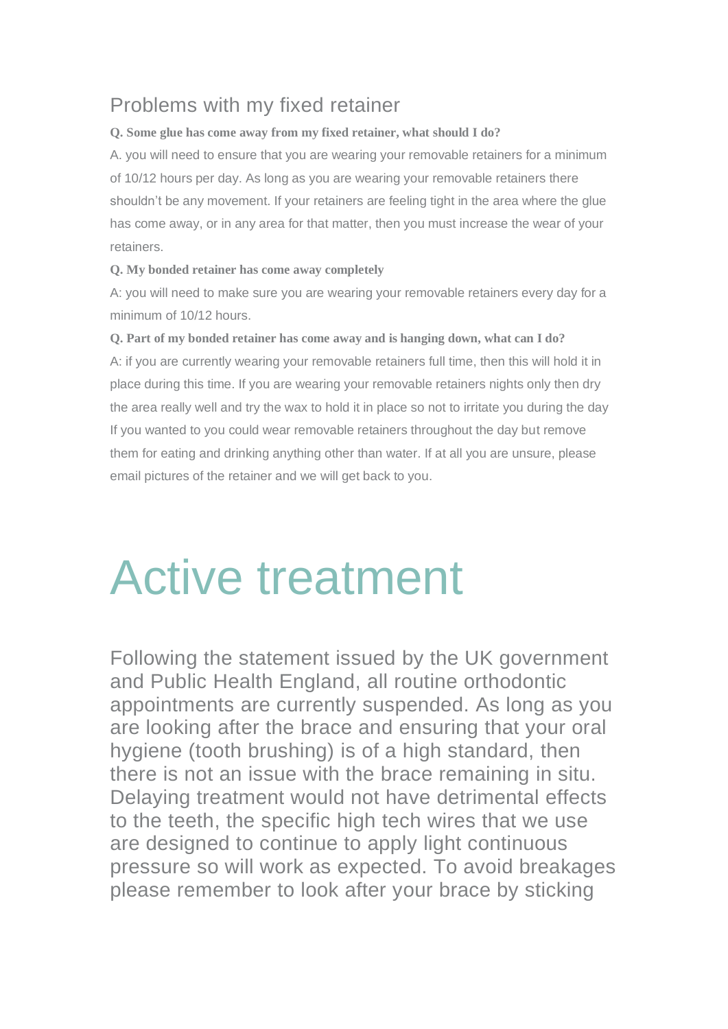## Problems with my fixed retainer

**Q. Some glue has come away from my fixed retainer, what should I do?**

A. you will need to ensure that you are wearing your removable retainers for a minimum of 10/12 hours per day. As long as you are wearing your removable retainers there shouldn't be any movement. If your retainers are feeling tight in the area where the glue has come away, or in any area for that matter, then you must increase the wear of your retainers.

**Q. My bonded retainer has come away completely**

A: you will need to make sure you are wearing your removable retainers every day for a minimum of 10/12 hours.

**Q. Part of my bonded retainer has come away and is hanging down, what can I do?**

A: if you are currently wearing your removable retainers full time, then this will hold it in place during this time. If you are wearing your removable retainers nights only then dry the area really well and try the wax to hold it in place so not to irritate you during the day If you wanted to you could wear removable retainers throughout the day but remove them for eating and drinking anything other than water. If at all you are unsure, please email pictures of the retainer and we will get back to you.

# Active treatment

Following the statement issued by the UK government and Public Health England, all routine orthodontic appointments are currently suspended. As long as you are looking after the brace and ensuring that your oral hygiene (tooth brushing) is of a high standard, then there is not an issue with the brace remaining in situ. Delaying treatment would not have detrimental effects to the teeth, the specific high tech wires that we use are designed to continue to apply light continuous pressure so will work as expected. To avoid breakages please remember to look after your brace by sticking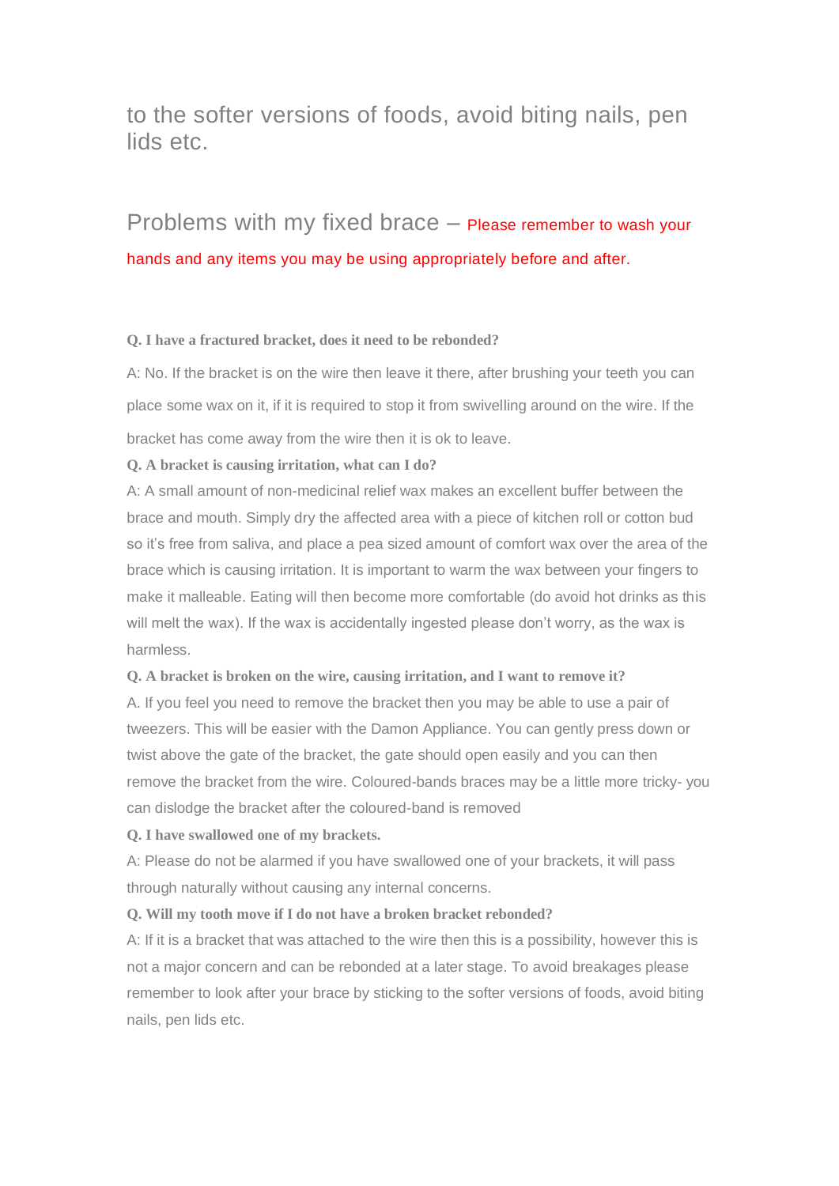to the softer versions of foods, avoid biting nails, pen lids etc.

## Problems with my fixed brace – Please remember to wash your hands and any items you may be using appropriately before and after.

**Q. I have a fractured bracket, does it need to be rebonded?**

A: No. If the bracket is on the wire then leave it there, after brushing your teeth you can place some wax on it, if it is required to stop it from swivelling around on the wire. If the bracket has come away from the wire then it is ok to leave.

**Q. A bracket is causing irritation, what can I do?**

A: A small amount of non-medicinal relief wax makes an excellent buffer between the brace and mouth. Simply dry the affected area with a piece of kitchen roll or cotton bud so it's free from saliva, and place a pea sized amount of comfort wax over the area of the brace which is causing irritation. It is important to warm the wax between your fingers to make it malleable. Eating will then become more comfortable (do avoid hot drinks as this will melt the wax). If the wax is accidentally ingested please don't worry, as the wax is harmless.

**Q. A bracket is broken on the wire, causing irritation, and I want to remove it?**

A. If you feel you need to remove the bracket then you may be able to use a pair of tweezers. This will be easier with the Damon Appliance. You can gently press down or twist above the gate of the bracket, the gate should open easily and you can then remove the bracket from the wire. Coloured-bands braces may be a little more tricky- you can dislodge the bracket after the coloured-band is removed

**Q. I have swallowed one of my brackets.**

A: Please do not be alarmed if you have swallowed one of your brackets, it will pass through naturally without causing any internal concerns.

**Q. Will my tooth move if I do not have a broken bracket rebonded?**

A: If it is a bracket that was attached to the wire then this is a possibility, however this is not a major concern and can be rebonded at a later stage. To avoid breakages please remember to look after your brace by sticking to the softer versions of foods, avoid biting nails, pen lids etc.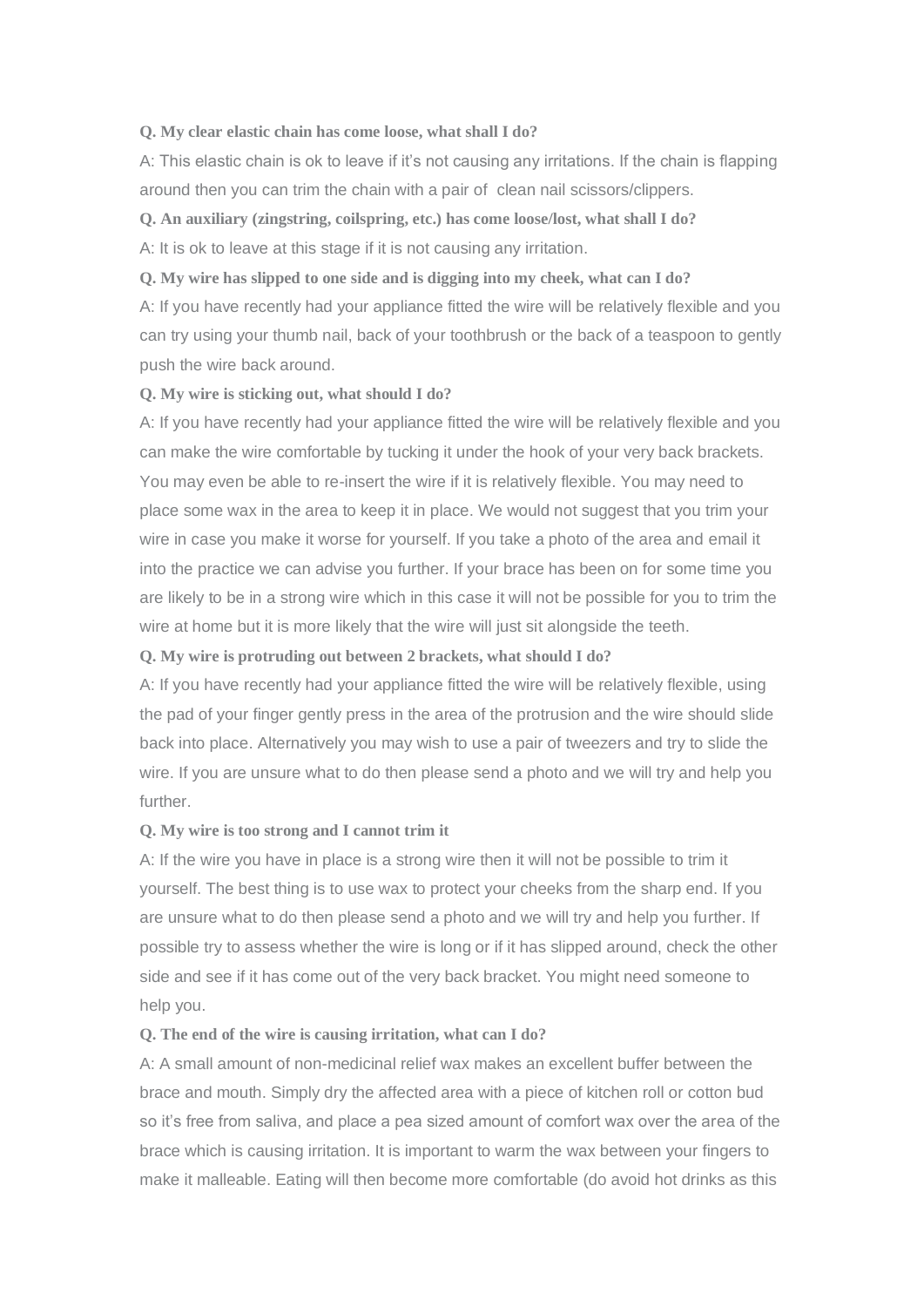**Q. My clear elastic chain has come loose, what shall I do?**

A: This elastic chain is ok to leave if it's not causing any irritations. If the chain is flapping around then you can trim the chain with a pair of clean nail scissors/clippers.

**Q. An auxiliary (zingstring, coilspring, etc.) has come loose/lost, what shall I do?**

A: It is ok to leave at this stage if it is not causing any irritation.

**Q. My wire has slipped to one side and is digging into my cheek, what can I do?**

A: If you have recently had your appliance fitted the wire will be relatively flexible and you can try using your thumb nail, back of your toothbrush or the back of a teaspoon to gently push the wire back around.

**Q. My wire is sticking out, what should I do?**

A: If you have recently had your appliance fitted the wire will be relatively flexible and you can make the wire comfortable by tucking it under the hook of your very back brackets. You may even be able to re-insert the wire if it is relatively flexible. You may need to place some wax in the area to keep it in place. We would not suggest that you trim your wire in case you make it worse for yourself. If you take a photo of the area and email it into the practice we can advise you further. If your brace has been on for some time you are likely to be in a strong wire which in this case it will not be possible for you to trim the wire at home but it is more likely that the wire will just sit alongside the teeth.

**Q. My wire is protruding out between 2 brackets, what should I do?**

A: If you have recently had your appliance fitted the wire will be relatively flexible, using the pad of your finger gently press in the area of the protrusion and the wire should slide back into place. Alternatively you may wish to use a pair of tweezers and try to slide the wire. If you are unsure what to do then please send a photo and we will try and help you further.

**Q. My wire is too strong and I cannot trim it**

A: If the wire you have in place is a strong wire then it will not be possible to trim it yourself. The best thing is to use wax to protect your cheeks from the sharp end. If you are unsure what to do then please send a photo and we will try and help you further. If possible try to assess whether the wire is long or if it has slipped around, check the other side and see if it has come out of the very back bracket. You might need someone to help you.

**Q. The end of the wire is causing irritation, what can I do?**

A: A small amount of non-medicinal relief wax makes an excellent buffer between the brace and mouth. Simply dry the affected area with a piece of kitchen roll or cotton bud so it's free from saliva, and place a pea sized amount of comfort wax over the area of the brace which is causing irritation. It is important to warm the wax between your fingers to make it malleable. Eating will then become more comfortable (do avoid hot drinks as this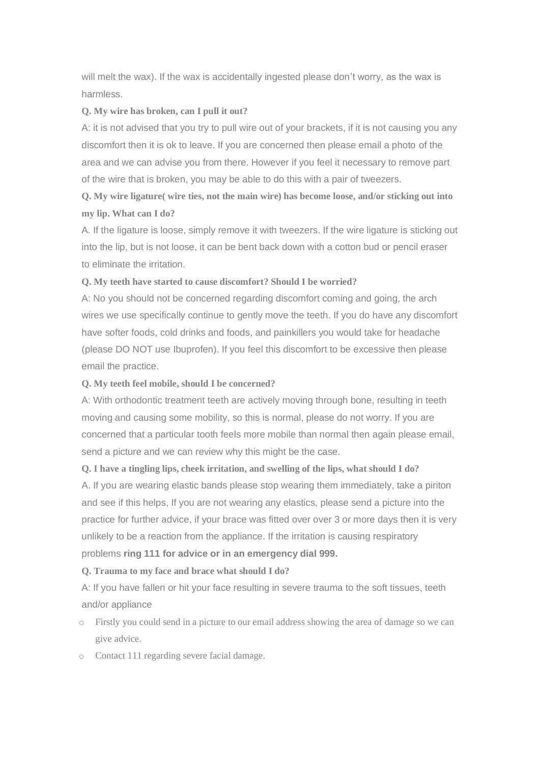will melt the wax). If the wax is accidentally ingested please don't worry, as the wax is harmless.

**Q. My wire has broken, can I pull it out?**

A: it is not advised that you try to pull wire out of your brackets, if it is not causing you any discomfort then it is ok to leave. If you are concerned then please email a photo of the area and we can advise you from there. However if you feel it necessary to remove part of the wire that is broken, you may be able to do this with a pair of tweezers.

**Q. My wire ligature( wire ties, not the main wire) has become loose, and/or sticking out into my lip. What can I do?**

A. If the ligature is loose, simply remove it with tweezers. If the wire ligature is sticking out into the lip, but is not loose, it can be bent back down with a cotton bud or pencil eraser to eliminate the irritation.

**Q. My teeth have started to cause discomfort? Should I be worried?**

A: No you should not be concerned regarding discomfort coming and going, the arch wires we use specifically continue to gently move the teeth. If you do have any discomfort have softer foods, cold drinks and foods, and painkillers you would take for headache (please DO NOT use Ibuprofen). If you feel this discomfort to be excessive then please email the practice.

**Q. My teeth feel mobile, should I be concerned?**

A: With orthodontic treatment teeth are actively moving through bone, resulting in teeth moving and causing some mobility, so this is normal, please do not worry. If you are concerned that a particular tooth feels more mobile than normal then again please email, send a picture and we can review why this might be the case.

**Q. I have a tingling lips, cheek irritation, and swelling of the lips, what should I do?**

A. If you are wearing elastic bands please stop wearing them immediately, take a piriton and see if this helps, If you are not wearing any elastics, please send a picture into the practice for further advice, if your brace was fitted over over 3 or more days then it is very unlikely to be a reaction from the appliance. If the irritation is causing respiratory problems **ring 111 for advice or in an emergency dial 999.**

**Q. Trauma to my face and brace what should I do?**

A: If you have fallen or hit your face resulting in severe trauma to the soft tissues, teeth and/or appliance

- Firstly you could send in a picture to our email address showing the area of damage so we can give advice.
- Contact 111 regarding severe facial damage.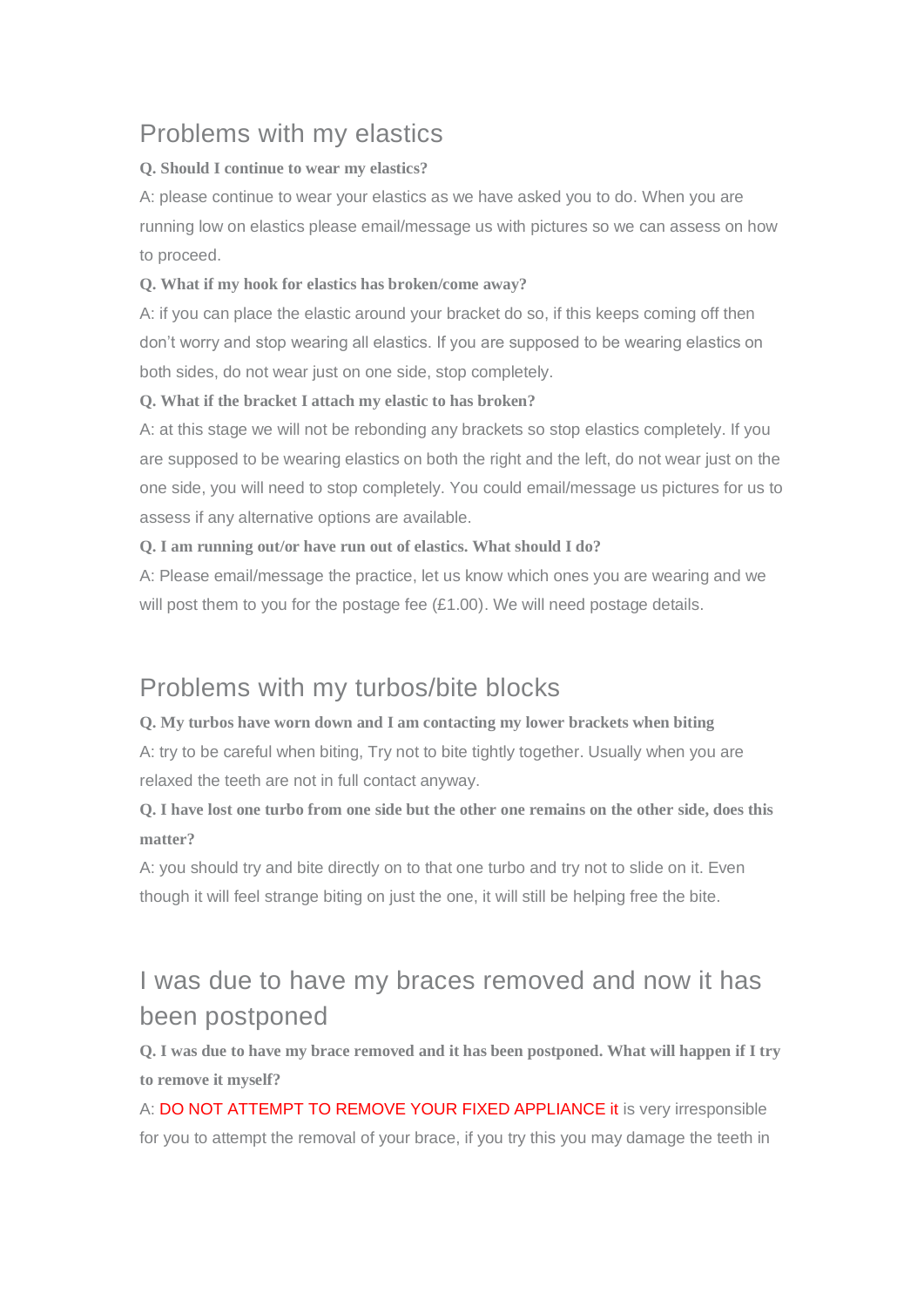## Problems with my elastics

**Q. Should I continue to wear my elastics?**

A: please continue to wear your elastics as we have asked you to do. When you are running low on elastics please email/message us with pictures so we can assess on how to proceed.

**Q. What if my hook for elastics has broken/come away?**

A: if you can place the elastic around your bracket do so, if this keeps coming off then don't worry and stop wearing all elastics. If you are supposed to be wearing elastics on both sides, do not wear just on one side, stop completely.

**Q. What if the bracket I attach my elastic to has broken?**

A: at this stage we will not be rebonding any brackets so stop elastics completely. If you are supposed to be wearing elastics on both the right and the left, do not wear just on the one side, you will need to stop completely. You could email/message us pictures for us to assess if any alternative options are available.

**Q. I am running out/or have run out of elastics. What should I do?**

A: Please email/message the practice, let us know which ones you are wearing and we will post them to you for the postage fee (£1.00). We will need postage details.

## Problems with my turbos/bite blocks

**Q. My turbos have worn down and I am contacting my lower brackets when biting**

A: try to be careful when biting, Try not to bite tightly together. Usually when you are relaxed the teeth are not in full contact anyway.

**Q. I have lost one turbo from one side but the other one remains on the other side, does this matter?**

A: you should try and bite directly on to that one turbo and try not to slide on it. Even though it will feel strange biting on just the one, it will still be helping free the bite.

## I was due to have my braces removed and now it has been postponed

**Q. I was due to have my brace removed and it has been postponed. What will happen if I try to remove it myself?**

A: DO NOT ATTEMPT TO REMOVE YOUR FIXED APPLIANCE it is very irresponsible for you to attempt the removal of your brace, if you try this you may damage the teeth in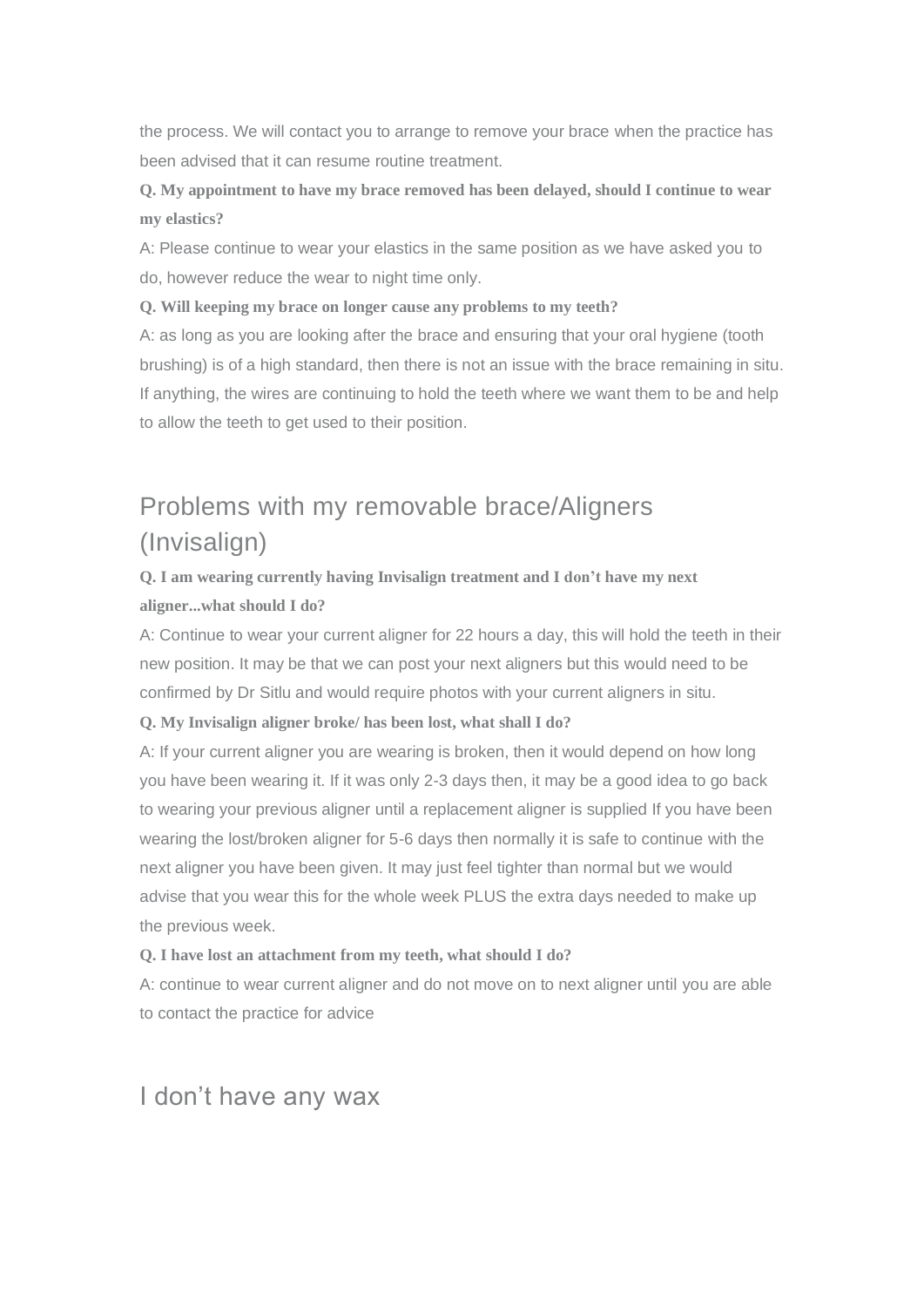the process. We will contact you to arrange to remove your brace when the practice has been advised that it can resume routine treatment.

**Q. My appointment to have my brace removed has been delayed, should I continue to wear my elastics?**

A: Please continue to wear your elastics in the same position as we have asked you to do, however reduce the wear to night time only.

**Q. Will keeping my brace on longer cause any problems to my teeth?**

A: as long as you are looking after the brace and ensuring that your oral hygiene (tooth brushing) is of a high standard, then there is not an issue with the brace remaining in situ. If anything, the wires are continuing to hold the teeth where we want them to be and help to allow the teeth to get used to their position.

## Problems with my removable brace/Aligners (Invisalign)

**Q. I am wearing currently having Invisalign treatment and I don't have my next aligner...what should I do?**

A: Continue to wear your current aligner for 22 hours a day, this will hold the teeth in their new position. It may be that we can post your next aligners but this would need to be confirmed by Dr Sitlu and would require photos with your current aligners in situ.

**Q. My Invisalign aligner broke/ has been lost, what shall I do?**

A: If your current aligner you are wearing is broken, then it would depend on how long you have been wearing it. If it was only 2-3 days then, it may be a good idea to go back to wearing your previous aligner until a replacement aligner is supplied If you have been wearing the lost/broken aligner for 5-6 days then normally it is safe to continue with the next aligner you have been given. It may just feel tighter than normal but we would advise that you wear this for the whole week PLUS the extra days needed to make up the previous week.

**Q. I have lost an attachment from my teeth, what should I do?**

A: continue to wear current aligner and do not move on to next aligner until you are able to contact the practice for advice

## I don't have any wax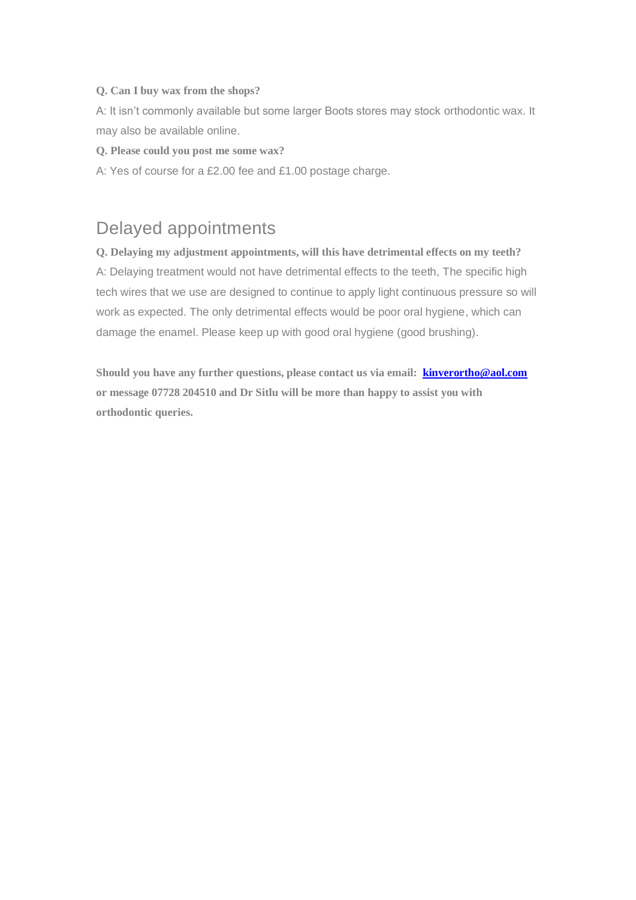**Q. Can I buy wax from the shops?**

A: It isn't commonly available but some larger Boots stores may stock orthodontic wax. It may also be available online.

**Q. Please could you post me some wax?**

A: Yes of course for a £2.00 fee and £1.00 postage charge.

## Delayed appointments

**Q. Delaying my adjustment appointments, will this have detrimental effects on my teeth?**

A: Delaying treatment would not have detrimental effects to the teeth, The specific high tech wires that we use are designed to continue to apply light continuous pressure so will work as expected. The only detrimental effects would be poor oral hygiene, which can damage the enamel. Please keep up with good oral hygiene (good brushing).

**Should you have any further questions, please contact us via email: kinverortho@aol.com or message 07728 204510 and Dr Sitlu will be more than happy to assist you with orthodontic queries.**